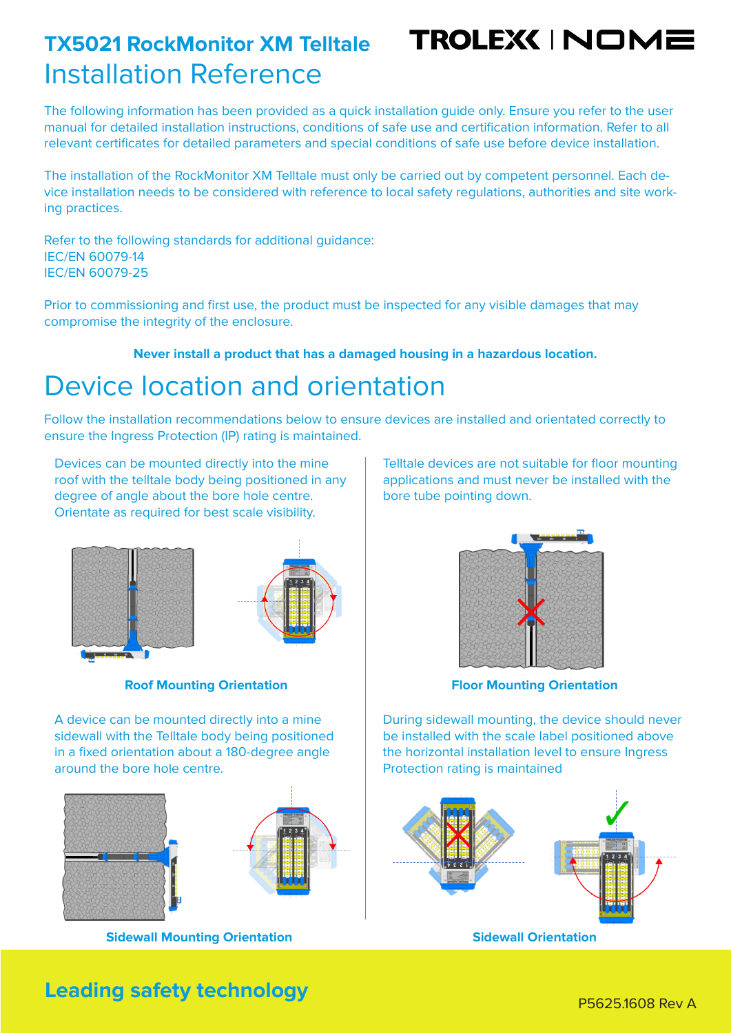# TX5021 RockMonitor XM Telltale

TROLEX | NOME

## Installation Reference

The following information has been provided as a quick installation guide only. Ensure you refer to the user manual for detailed installation instructions, conditions of safe use and certification information. Refer to all relevant certificates for detailed parameters and special conditions of safe use before device installation.

The installation of the RockMonitor XM Telltale must only be carried out by competent personnel. Each device installation needs to be considered with reference to local safety regulations, authorities and site working practices.

Refer to the following standards for additional guidance:
IEC/EN 60079-14
IEC/EN 60079-25

Prior to commissioning and first use, the product must be inspected for any visible damages that may compromise the integrity of the enclosure.

**Never install a product that has a damaged housing in a hazardous location.**

## Device location and orientation

Follow the installation recommendations below to ensure devices are installed and orientated correctly to ensure the Ingress Protection (IP) rating is maintained.

Devices can be mounted directly into the mine roof with the telltale body being positioned in any degree of angle about the bore hole centre. Orientate as required for best scale visibility.

**Roof Mounting Orientation**

Telltale devices are not suitable for floor mounting applications and must never be installed with the bore tube pointing down.

**Floor Mounting Orientation**

A device can be mounted directly into a mine sidewall with the Telltale body being positioned in a fixed orientation about a 180-degree angle around the bore hole centre.

**Sidewall Mounting Orientation**

During sidewall mounting, the device should never be installed with the scale label positioned above the horizontal installation level to ensure Ingress Protection rating is maintained

**Sidewall Orientation**

**Leading safety technology**

P5625.1608 Rev A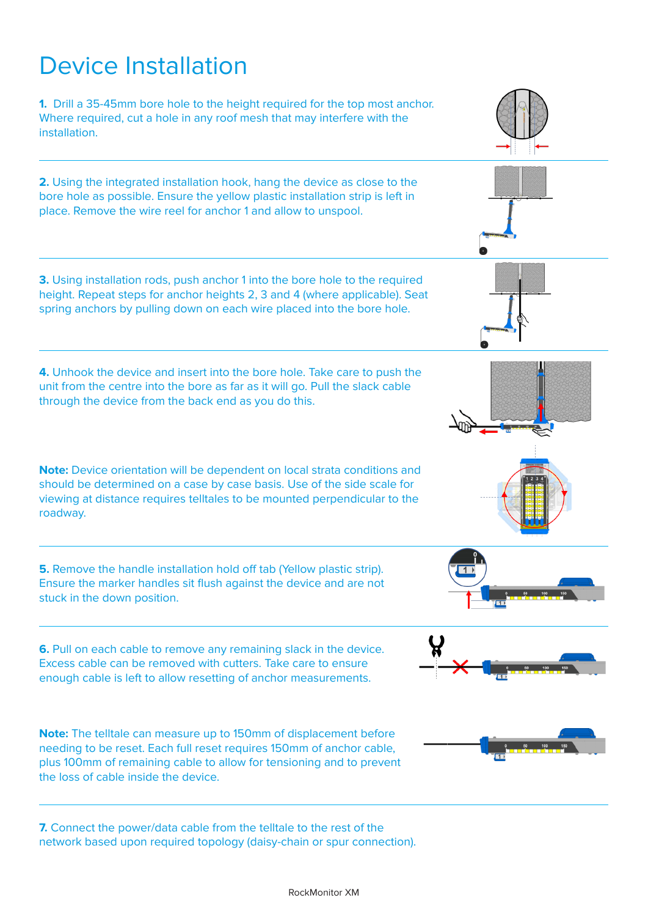# Device Installation

**1.** Drill a 35-45mm bore hole to the height required for the top most anchor. Where required, cut a hole in any roof mesh that may interfere with the installation.

**2.** Using the integrated installation hook, hang the device as close to the bore hole as possible. Ensure the yellow plastic installation strip is left in place. Remove the wire reel for anchor 1 and allow to unspool.

**3.** Using installation rods, push anchor 1 into the bore hole to the required height. Repeat steps for anchor heights 2, 3 and 4 (where applicable). Seat spring anchors by pulling down on each wire placed into the bore hole.

**4.** Unhook the device and insert into the bore hole. Take care to push the unit from the centre into the bore as far as it will go. Pull the slack cable through the device from the back end as you do this.

**Note:** Device orientation will be dependent on local strata conditions and should be determined on a case by case basis. Use of the side scale for viewing at distance requires telltales to be mounted perpendicular to the roadway.

**5.** Remove the handle installation hold off tab (Yellow plastic strip). Ensure the marker handles sit flush against the device and are not stuck in the down position.

**6.** Pull on each cable to remove any remaining slack in the device. Excess cable can be removed with cutters. Take care to ensure enough cable is left to allow resetting of anchor measurements.

**Note:** The telltale can measure up to 150mm of displacement before needing to be reset. Each full reset requires 150mm of anchor cable, plus 100mm of remaining cable to allow for tensioning and to prevent the loss of cable inside the device.

**7.** Connect the power/data cable from the telltale to the rest of the network based upon required topology (daisy-chain or spur connection).